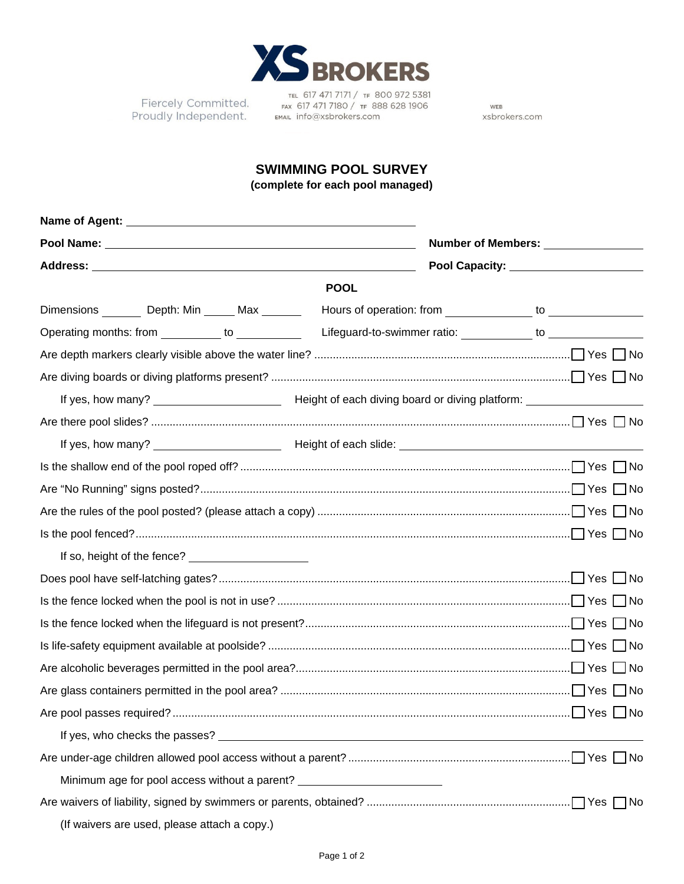**XS BROKERS**

Fiercely Committed.
Proudly Independent.

TEL 617 471 7171 / TF 800 972 5381
FAX 617 471 7180 / TF 888 628 1906
EMAIL info@xsbrokers.com

WEB
xsbrokers.com

## SWIMMING POOL SURVEY

**(complete for each pool managed)**

**Name of Agent:** ______________________________

**Pool Name:** ______________________________ **Number of Members:** ____________

**Address:** ______________________________ **Pool Capacity:** ____________

### POOL

Dimensions ______ Depth: Min _____ Max ______ Hours of operation: from ____________ to ____________

Operating months: from __________ to __________ Lifeguard-to-swimmer ratio: ____________ to ____________

Are depth markers clearly visible above the water line? ☐ Yes ☐ No

Are diving boards or diving platforms present? ☐ Yes ☐ No

If yes, how many? ____________ Height of each diving board or diving platform: ____________

Are there pool slides? ☐ Yes ☐ No

If yes, how many? ____________ Height of each slide: ____________

Is the shallow end of the pool roped off? ☐ Yes ☐ No

Are “No Running” signs posted? ☐ Yes ☐ No

Are the rules of the pool posted? (please attach a copy) ☐ Yes ☐ No

Is the pool fenced? ☐ Yes ☐ No

If so, height of the fence? ____________

Does pool have self-latching gates? ☐ Yes ☐ No

Is the fence locked when the pool is not in use? ☐ Yes ☐ No

Is the fence locked when the lifeguard is not present? ☐ Yes ☐ No

Is life-safety equipment available at poolside? ☐ Yes ☐ No

Are alcoholic beverages permitted in the pool area? ☐ Yes ☐ No

Are glass containers permitted in the pool area? ☐ Yes ☐ No

Are pool passes required? ☐ Yes ☐ No

If yes, who checks the passes? ______________________________

Are under-age children allowed pool access without a parent? ☐ Yes ☐ No

Minimum age for pool access without a parent? ____________

Are waivers of liability, signed by swimmers or parents, obtained? ☐ Yes ☐ No

(If waivers are used, please attach a copy.)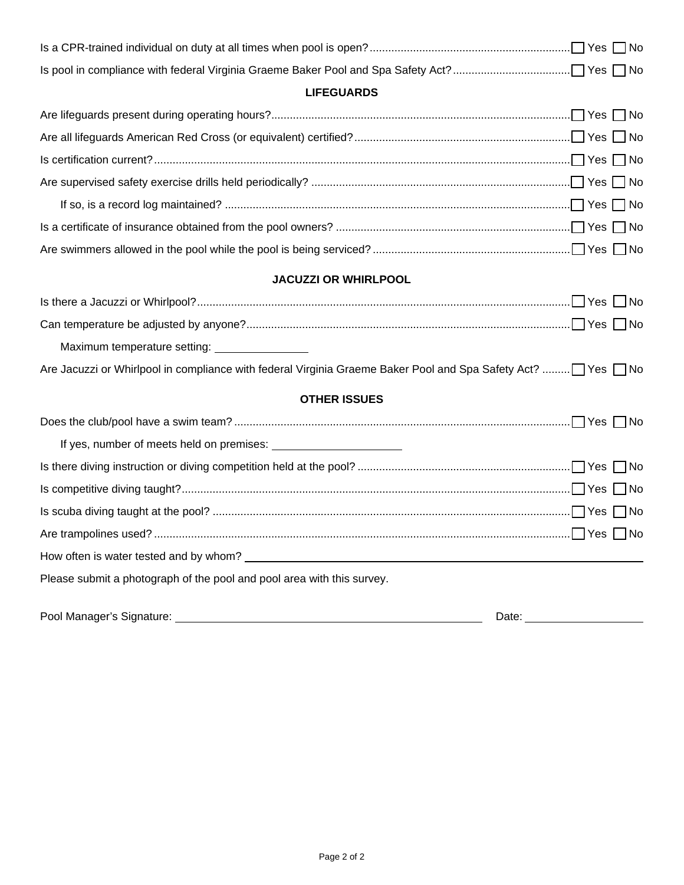Is a CPR-trained individual on duty at all times when pool is open? ☐ Yes ☐ No

Is pool in compliance with federal Virginia Graeme Baker Pool and Spa Safety Act? ☐ Yes ☐ No

**LIFEGUARDS**

Are lifeguards present during operating hours? ☐ Yes ☐ No

Are all lifeguards American Red Cross (or equivalent) certified? ☐ Yes ☐ No

Is certification current? ☐ Yes ☐ No

Are supervised safety exercise drills held periodically? ☐ Yes ☐ No

If so, is a record log maintained? ☐ Yes ☐ No

Is a certificate of insurance obtained from the pool owners? ☐ Yes ☐ No

Are swimmers allowed in the pool while the pool is being serviced? ☐ Yes ☐ No

**JACUZZI OR WHIRLPOOL**

Is there a Jacuzzi or Whirlpool? ☐ Yes ☐ No

Can temperature be adjusted by anyone? ☐ Yes ☐ No

Maximum temperature setting: _______________

Are Jacuzzi or Whirlpool in compliance with federal Virginia Graeme Baker Pool and Spa Safety Act? ☐ Yes ☐ No

**OTHER ISSUES**

Does the club/pool have a swim team? ☐ Yes ☐ No

If yes, number of meets held on premises: _______________

Is there diving instruction or diving competition held at the pool? ☐ Yes ☐ No

Is competitive diving taught? ☐ Yes ☐ No

Is scuba diving taught at the pool? ☐ Yes ☐ No

Are trampolines used? ☐ Yes ☐ No

How often is water tested and by whom? _______________________________________________

Please submit a photograph of the pool and pool area with this survey.

Pool Manager's Signature: _______________________________ Date: _______________